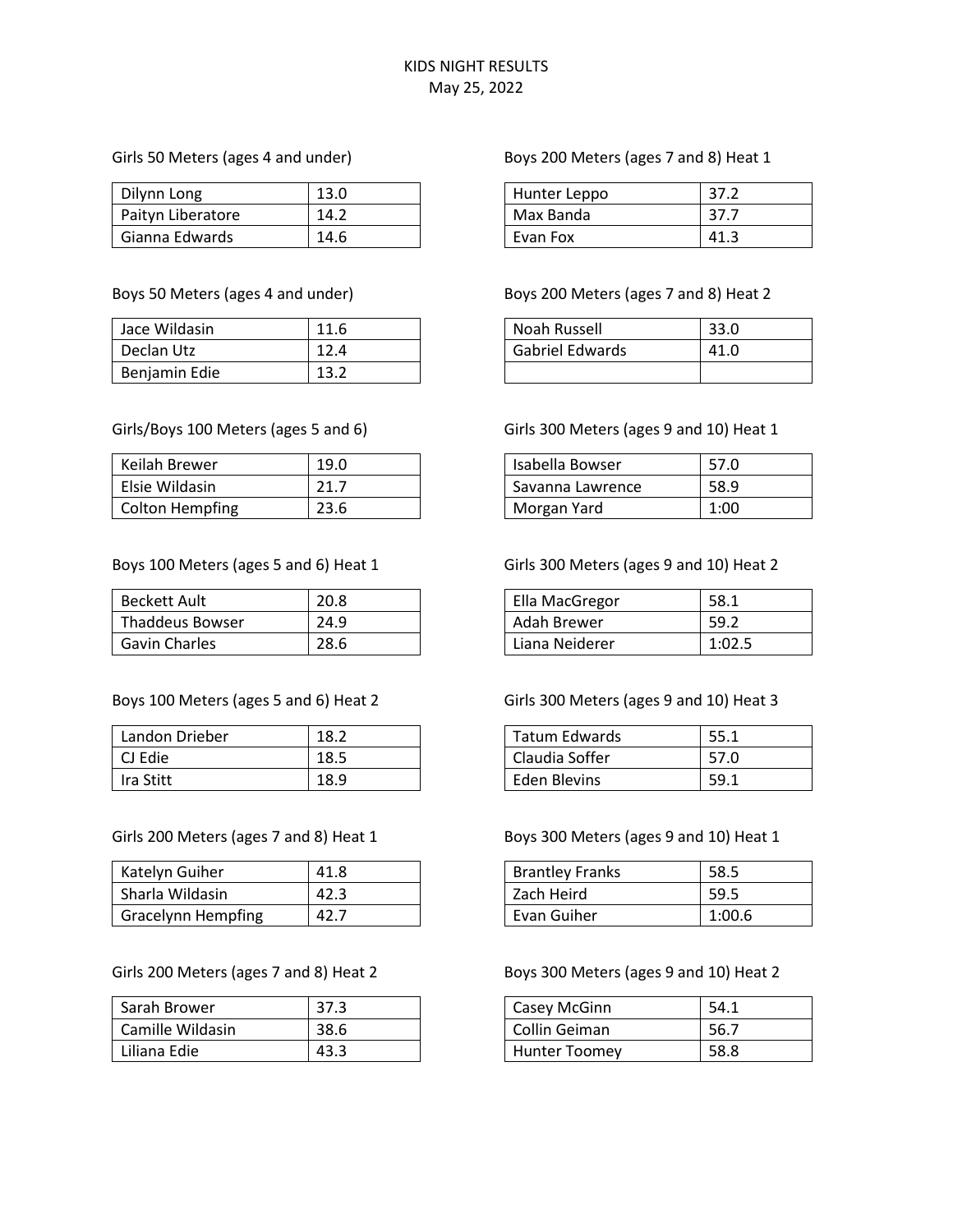# KIDS NIGHT RESULTS

May 25, 2022

Girls 50 Meters (ages 4 and under)

| | |
|---|---|
| Dilynn Long | 13.0 |
| Paityn Liberatore | 14.2 |
| Gianna Edwards | 14.6 |

Boys 50 Meters (ages 4 and under)

| | |
|---|---|
| Jace Wildasin | 11.6 |
| Declan Utz | 12.4 |
| Benjamin Edie | 13.2 |

Girls/Boys 100 Meters (ages 5 and 6)

| | |
|---|---|
| Keilah Brewer | 19.0 |
| Elsie Wildasin | 21.7 |
| Colton Hempfing | 23.6 |

Boys 100 Meters (ages 5 and 6) Heat 1

| | |
|---|---|
| Beckett Ault | 20.8 |
| Thaddeus Bowser | 24.9 |
| Gavin Charles | 28.6 |

Boys 100 Meters (ages 5 and 6) Heat 2

| | |
|---|---|
| Landon Drieber | 18.2 |
| CJ Edie | 18.5 |
| Ira Stitt | 18.9 |

Girls 200 Meters (ages 7 and 8) Heat 1

| | |
|---|---|
| Katelyn Guiher | 41.8 |
| Sharla Wildasin | 42.3 |
| Gracelynn Hempfing | 42.7 |

Girls 200 Meters (ages 7 and 8) Heat 2

| | |
|---|---|
| Sarah Brower | 37.3 |
| Camille Wildasin | 38.6 |
| Liliana Edie | 43.3 |

Boys 200 Meters (ages 7 and 8) Heat 1

| | |
|---|---|
| Hunter Leppo | 37.2 |
| Max Banda | 37.7 |
| Evan Fox | 41.3 |

Boys 200 Meters (ages 7 and 8) Heat 2

| | |
|---|---|
| Noah Russell | 33.0 |
| Gabriel Edwards | 41.0 |
| | |

Girls 300 Meters (ages 9 and 10) Heat 1

| | |
|---|---|
| Isabella Bowser | 57.0 |
| Savanna Lawrence | 58.9 |
| Morgan Yard | 1:00 |

Girls 300 Meters (ages 9 and 10) Heat 2

| | |
|---|---|
| Ella MacGregor | 58.1 |
| Adah Brewer | 59.2 |
| Liana Neiderer | 1:02.5 |

Girls 300 Meters (ages 9 and 10) Heat 3

| | |
|---|---|
| Tatum Edwards | 55.1 |
| Claudia Soffer | 57.0 |
| Eden Blevins | 59.1 |

Boys 300 Meters (ages 9 and 10) Heat 1

| | |
|---|---|
| Brantley Franks | 58.5 |
| Zach Heird | 59.5 |
| Evan Guiher | 1:00.6 |

Boys 300 Meters (ages 9 and 10) Heat 2

| | |
|---|---|
| Casey McGinn | 54.1 |
| Collin Geiman | 56.7 |
| Hunter Toomey | 58.8 |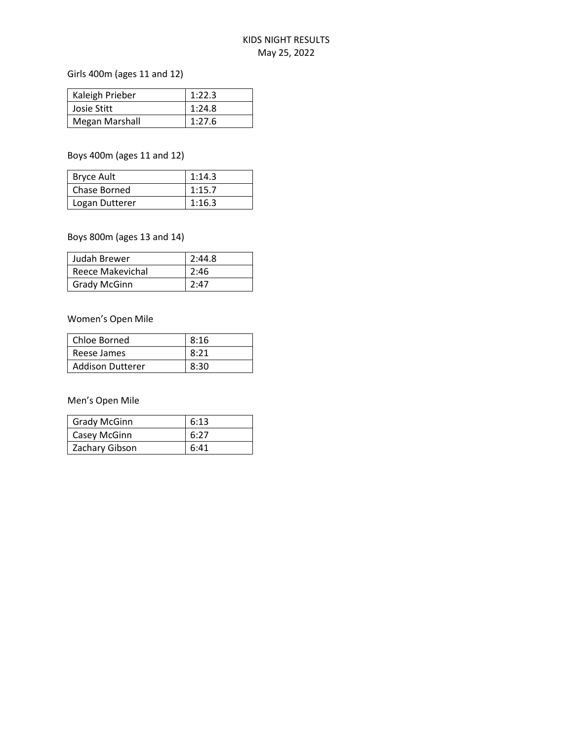KIDS NIGHT RESULTS
May 25, 2022

Girls 400m (ages 11 and 12)

| | |
|---|---|
| Kaleigh Prieber | 1:22.3 |
| Josie Stitt | 1:24.8 |
| Megan Marshall | 1:27.6 |

Boys 400m (ages 11 and 12)

| | |
|---|---|
| Bryce Ault | 1:14.3 |
| Chase Borned | 1:15.7 |
| Logan Dutterer | 1:16.3 |

Boys 800m (ages 13 and 14)

| | |
|---|---|
| Judah Brewer | 2:44.8 |
| Reece Makevichal | 2:46 |
| Grady McGinn | 2:47 |

Women's Open Mile

| | |
|---|---|
| Chloe Borned | 8:16 |
| Reese James | 8:21 |
| Addison Dutterer | 8:30 |

Men's Open Mile

| | |
|---|---|
| Grady McGinn | 6:13 |
| Casey McGinn | 6:27 |
| Zachary Gibson | 6:41 |